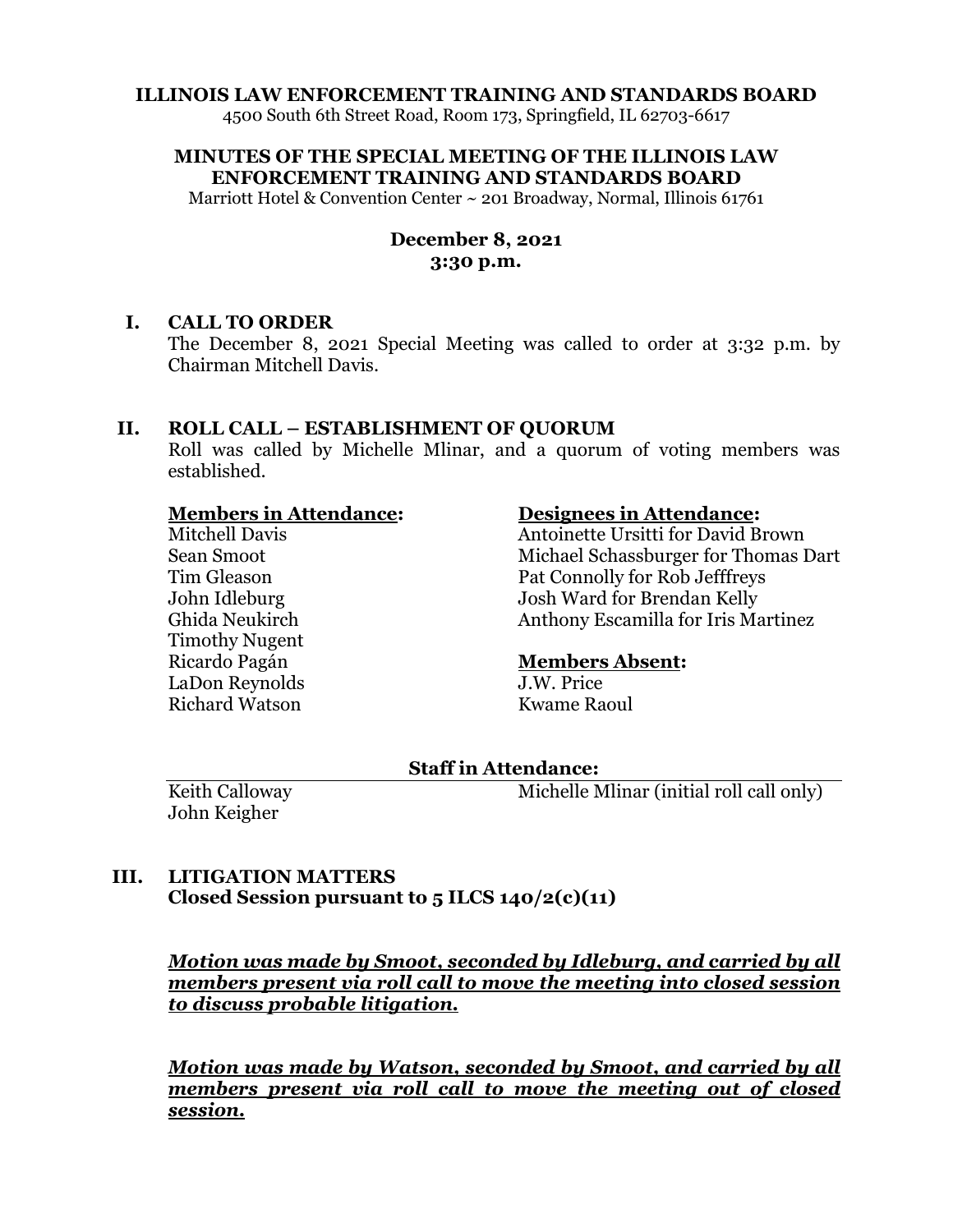**ILLINOIS LAW ENFORCEMENT TRAINING AND STANDARDS BOARD**
4500 South 6th Street Road, Room 173, Springfield, IL 62703-6617

**MINUTES OF THE SPECIAL MEETING OF THE ILLINOIS LAW ENFORCEMENT TRAINING AND STANDARDS BOARD**
Marriott Hotel & Convention Center ~ 201 Broadway, Normal, Illinois 61761

**December 8, 2021**
**3:30 p.m.**

## I. CALL TO ORDER

The December 8, 2021 Special Meeting was called to order at 3:32 p.m. by Chairman Mitchell Davis.

## II. ROLL CALL – ESTABLISHMENT OF QUORUM

Roll was called by Michelle Mlinar, and a quorum of voting members was established.

**Members in Attendance:**
Mitchell Davis
Sean Smoot
Tim Gleason
John Idleburg
Ghida Neukirch
Timothy Nugent
Ricardo Pagán
LaDon Reynolds
Richard Watson

**Designees in Attendance:**
Antoinette Ursitti for David Brown
Michael Schassburger for Thomas Dart
Pat Connolly for Rob Jefffreys
Josh Ward for Brendan Kelly
Anthony Escamilla for Iris Martinez

**Members Absent:**
J.W. Price
Kwame Raoul

**Staff in Attendance:**
Keith Calloway
John Keigher
Michelle Mlinar (initial roll call only)

## III. LITIGATION MATTERS
**Closed Session pursuant to 5 ILCS 140/2(c)(11)**

***Motion was made by Smoot, seconded by Idleburg, and carried by all members present via roll call to move the meeting into closed session to discuss probable litigation.***

***Motion was made by Watson, seconded by Smoot, and carried by all members present via roll call to move the meeting out of closed session.***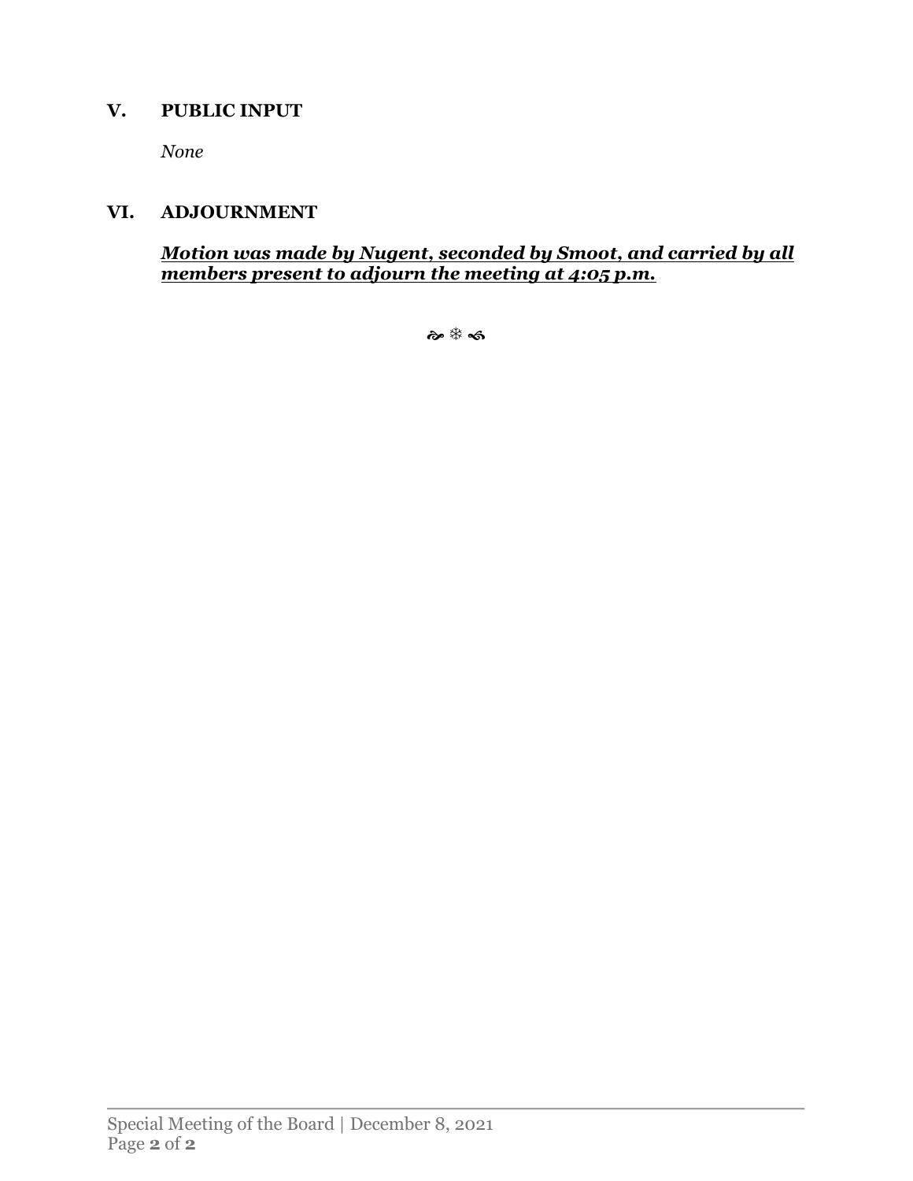## V. PUBLIC INPUT

*None*

## VI. ADJOURNMENT

***Motion was made by Nugent, seconded by Smoot, and carried by all members present to adjourn the meeting at 4:05 p.m.***

☙ ❄ ❧